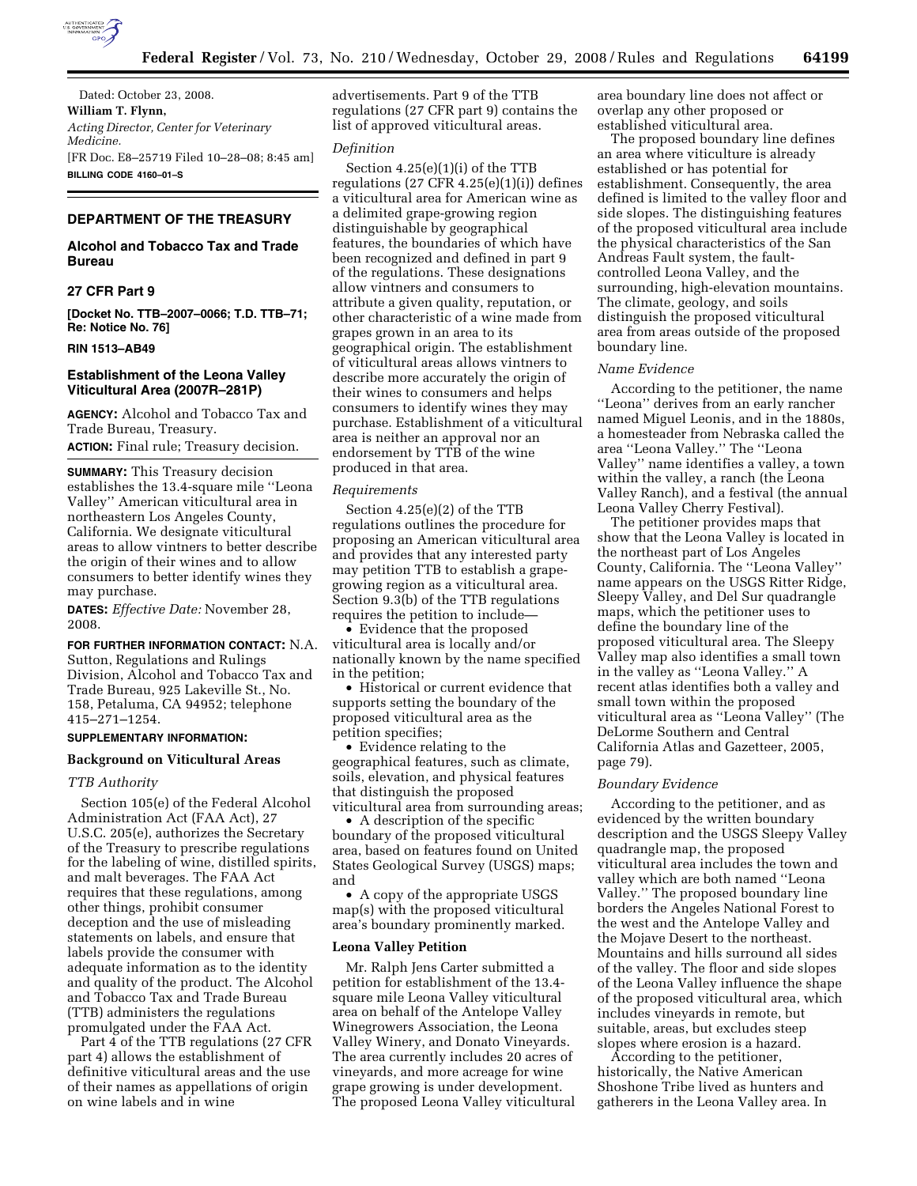Dated: October 23, 2008.

**William T. Flynn,**

*Acting Director, Center for Veterinary Medicine.*

[FR Doc. E8–25719 Filed 10–28–08; 8:45 am]

**BILLING CODE 4160–01–S**

## DEPARTMENT OF THE TREASURY

### Alcohol and Tobacco Tax and Trade Bureau

### 27 CFR Part 9

**[Docket No. TTB–2007–0066; T.D. TTB–71; Re: Notice No. 76]**

**RIN 1513–AB49**

### Establishment of the Leona Valley Viticultural Area (2007R–281P)

**AGENCY:** Alcohol and Tobacco Tax and Trade Bureau, Treasury.

**ACTION:** Final rule; Treasury decision.

**SUMMARY:** This Treasury decision establishes the 13.4-square mile ''Leona Valley'' American viticultural area in northeastern Los Angeles County, California. We designate viticultural areas to allow vintners to better describe the origin of their wines and to allow consumers to better identify wines they may purchase.

**DATES:** *Effective Date:* November 28, 2008.

**FOR FURTHER INFORMATION CONTACT:** N.A. Sutton, Regulations and Rulings Division, Alcohol and Tobacco Tax and Trade Bureau, 925 Lakeville St., No. 158, Petaluma, CA 94952; telephone 415–271–1254.

**SUPPLEMENTARY INFORMATION:**

#### Background on Viticultural Areas

*TTB Authority*

Section 105(e) of the Federal Alcohol Administration Act (FAA Act), 27 U.S.C. 205(e), authorizes the Secretary of the Treasury to prescribe regulations for the labeling of wine, distilled spirits, and malt beverages. The FAA Act requires that these regulations, among other things, prohibit consumer deception and the use of misleading statements on labels, and ensure that labels provide the consumer with adequate information as to the identity and quality of the product. The Alcohol and Tobacco Tax and Trade Bureau (TTB) administers the regulations promulgated under the FAA Act.

Part 4 of the TTB regulations (27 CFR part 4) allows the establishment of definitive viticultural areas and the use of their names as appellations of origin on wine labels and in wine advertisements. Part 9 of the TTB regulations (27 CFR part 9) contains the list of approved viticultural areas.

*Definition*

Section 4.25(e)(1)(i) of the TTB regulations (27 CFR 4.25(e)(1)(i)) defines a viticultural area for American wine as a delimited grape-growing region distinguishable by geographical features, the boundaries of which have been recognized and defined in part 9 of the regulations. These designations allow vintners and consumers to attribute a given quality, reputation, or other characteristic of a wine made from grapes grown in an area to its geographical origin. The establishment of viticultural areas allows vintners to describe more accurately the origin of their wines to consumers and helps consumers to identify wines they may purchase. Establishment of a viticultural area is neither an approval nor an endorsement by TTB of the wine produced in that area.

*Requirements*

Section 4.25(e)(2) of the TTB regulations outlines the procedure for proposing an American viticultural area and provides that any interested party may petition TTB to establish a grape-growing region as a viticultural area. Section 9.3(b) of the TTB regulations requires the petition to include—

- Evidence that the proposed viticultural area is locally and/or nationally known by the name specified in the petition;
- Historical or current evidence that supports setting the boundary of the proposed viticultural area as the petition specifies;
- Evidence relating to the geographical features, such as climate, soils, elevation, and physical features that distinguish the proposed viticultural area from surrounding areas;
- A description of the specific boundary of the proposed viticultural area, based on features found on United States Geological Survey (USGS) maps; and
- A copy of the appropriate USGS map(s) with the proposed viticultural area's boundary prominently marked.

#### Leona Valley Petition

Mr. Ralph Jens Carter submitted a petition for establishment of the 13.4-square mile Leona Valley viticultural area on behalf of the Antelope Valley Winegrowers Association, the Leona Valley Winery, and Donato Vineyards. The area currently includes 20 acres of vineyards, and more acreage for wine grape growing is under development. The proposed Leona Valley viticultural area boundary line does not affect or overlap any other proposed or established viticultural area.

The proposed boundary line defines an area where viticulture is already established or has potential for establishment. Consequently, the area defined is limited to the valley floor and side slopes. The distinguishing features of the proposed viticultural area include the physical characteristics of the San Andreas Fault system, the fault-controlled Leona Valley, and the surrounding, high-elevation mountains. The climate, geology, and soils distinguish the proposed viticultural area from areas outside of the proposed boundary line.

*Name Evidence*

According to the petitioner, the name ''Leona'' derives from an early rancher named Miguel Leonis, and in the 1880s, a homesteader from Nebraska called the area ''Leona Valley.'' The ''Leona Valley'' name identifies a valley, a town within the valley, a ranch (the Leona Valley Ranch), and a festival (the annual Leona Valley Cherry Festival).

The petitioner provides maps that show that the Leona Valley is located in the northeast part of Los Angeles County, California. The ''Leona Valley'' name appears on the USGS Ritter Ridge, Sleepy Valley, and Del Sur quadrangle maps, which the petitioner uses to define the boundary line of the proposed viticultural area. The Sleepy Valley map also identifies a small town in the valley as ''Leona Valley.'' A recent atlas identifies both a valley and small town within the proposed viticultural area as ''Leona Valley'' (The DeLorme Southern and Central California Atlas and Gazetteer, 2005, page 79).

*Boundary Evidence*

According to the petitioner, and as evidenced by the written boundary description and the USGS Sleepy Valley quadrangle map, the proposed viticultural area includes the town and valley which are both named ''Leona Valley.'' The proposed boundary line borders the Angeles National Forest to the west and the Antelope Valley and the Mojave Desert to the northeast. Mountains and hills surround all sides of the valley. The floor and side slopes of the Leona Valley influence the shape of the proposed viticultural area, which includes vineyards in remote, but suitable, areas, but excludes steep slopes where erosion is a hazard.

According to the petitioner, historically, the Native American Shoshone Tribe lived as hunters and gatherers in the Leona Valley area. In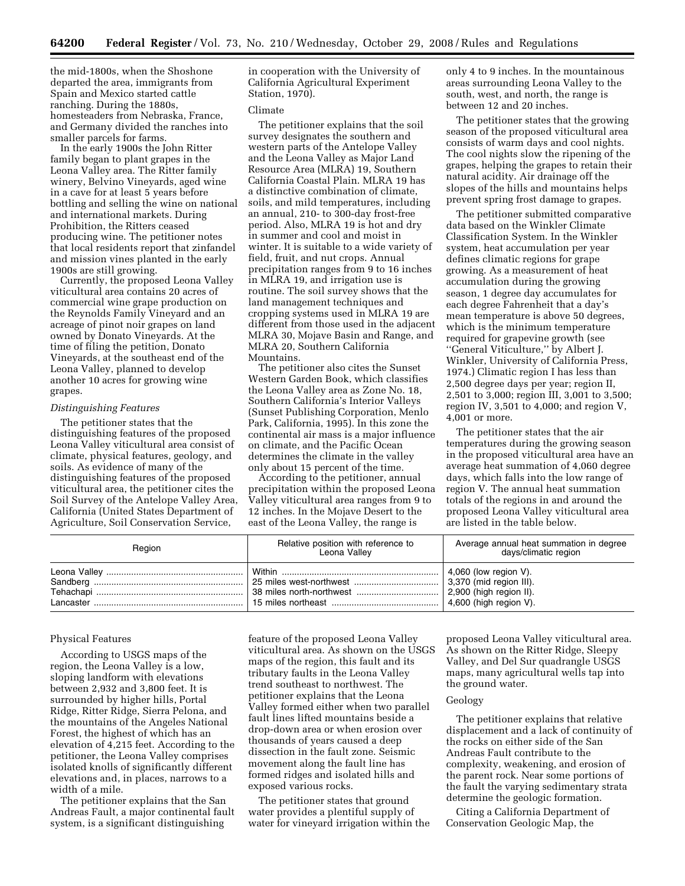the mid-1800s, when the Shoshone departed the area, immigrants from Spain and Mexico started cattle ranching. During the 1880s, homesteaders from Nebraska, France, and Germany divided the ranches into smaller parcels for farms.

In the early 1900s the John Ritter family began to plant grapes in the Leona Valley area. The Ritter family winery, Belvino Vineyards, aged wine in a cave for at least 5 years before bottling and selling the wine on national and international markets. During Prohibition, the Ritters ceased producing wine. The petitioner notes that local residents report that zinfandel and mission vines planted in the early 1900s are still growing.

Currently, the proposed Leona Valley viticultural area contains 20 acres of commercial wine grape production on the Reynolds Family Vineyard and an acreage of pinot noir grapes on land owned by Donato Vineyards. At the time of filing the petition, Donato Vineyards, at the southeast end of the Leona Valley, planned to develop another 10 acres for growing wine grapes.

*Distinguishing Features*

The petitioner states that the distinguishing features of the proposed Leona Valley viticultural area consist of climate, physical features, geology, and soils. As evidence of many of the distinguishing features of the proposed viticultural area, the petitioner cites the Soil Survey of the Antelope Valley Area, California (United States Department of Agriculture, Soil Conservation Service, in cooperation with the University of California Agricultural Experiment Station, 1970).

Climate

The petitioner explains that the soil survey designates the southern and western parts of the Antelope Valley and the Leona Valley as Major Land Resource Area (MLRA) 19, Southern California Coastal Plain. MLRA 19 has a distinctive combination of climate, soils, and mild temperatures, including an annual, 210- to 300-day frost-free period. Also, MLRA 19 is hot and dry in summer and cool and moist in winter. It is suitable to a wide variety of field, fruit, and nut crops. Annual precipitation ranges from 9 to 16 inches in MLRA 19, and irrigation use is routine. The soil survey shows that the land management techniques and cropping systems used in MLRA 19 are different from those used in the adjacent MLRA 30, Mojave Basin and Range, and MLRA 20, Southern California Mountains.

The petitioner also cites the Sunset Western Garden Book, which classifies the Leona Valley area as Zone No. 18, Southern California's Interior Valleys (Sunset Publishing Corporation, Menlo Park, California, 1995). In this zone the continental air mass is a major influence on climate, and the Pacific Ocean determines the climate in the valley only about 15 percent of the time.

According to the petitioner, annual precipitation within the proposed Leona Valley viticultural area ranges from 9 to 12 inches. In the Mojave Desert to the east of the Leona Valley, the range is only 4 to 9 inches. In the mountainous areas surrounding Leona Valley to the south, west, and north, the range is between 12 and 20 inches.

The petitioner states that the growing season of the proposed viticultural area consists of warm days and cool nights. The cool nights slow the ripening of the grapes, helping the grapes to retain their natural acidity. Air drainage off the slopes of the hills and mountains helps prevent spring frost damage to grapes.

The petitioner submitted comparative data based on the Winkler Climate Classification System. In the Winkler system, heat accumulation per year defines climatic regions for grape growing. As a measurement of heat accumulation during the growing season, 1 degree day accumulates for each degree Fahrenheit that a day's mean temperature is above 50 degrees, which is the minimum temperature required for grapevine growth (see ''General Viticulture,'' by Albert J. Winkler, University of California Press, 1974.) Climatic region I has less than 2,500 degree days per year; region II, 2,501 to 3,000; region III, 3,001 to 3,500; region IV, 3,501 to 4,000; and region V, 4,001 or more.

The petitioner states that the air temperatures during the growing season in the proposed viticultural area have an average heat summation of 4,060 degree days, which falls into the low range of region V. The annual heat summation totals of the regions in and around the proposed Leona Valley viticultural area are listed in the table below.

| Region | Relative position with reference to Leona Valley | Average annual heat summation in degree days/climatic region |
|---|---|---|
| Leona Valley | Within | 4,060 (low region V). |
| Sandberg | 25 miles west-northwest | 3,370 (mid region III). |
| Tehachapi | 38 miles north-northwest | 2,900 (high region II). |
| Lancaster | 15 miles northeast | 4,600 (high region V). |

Physical Features

According to USGS maps of the region, the Leona Valley is a low, sloping landform with elevations between 2,932 and 3,800 feet. It is surrounded by higher hills, Portal Ridge, Ritter Ridge, Sierra Pelona, and the mountains of the Angeles National Forest, the highest of which has an elevation of 4,215 feet. According to the petitioner, the Leona Valley comprises isolated knolls of significantly different elevations and, in places, narrows to a width of a mile.

The petitioner explains that the San Andreas Fault, a major continental fault system, is a significant distinguishing feature of the proposed Leona Valley viticultural area. As shown on the USGS maps of the region, this fault and its tributary faults in the Leona Valley trend southeast to northwest. The petitioner explains that the Leona Valley formed either when two parallel fault lines lifted mountains beside a drop-down area or when erosion over thousands of years caused a deep dissection in the fault zone. Seismic movement along the fault line has formed ridges and isolated hills and exposed various rocks.

The petitioner states that ground water provides a plentiful supply of water for vineyard irrigation within the proposed Leona Valley viticultural area. As shown on the Ritter Ridge, Sleepy Valley, and Del Sur quadrangle USGS maps, many agricultural wells tap into the ground water.

Geology

The petitioner explains that relative displacement and a lack of continuity of the rocks on either side of the San Andreas Fault contribute to the complexity, weakening, and erosion of the parent rock. Near some portions of the fault the varying sedimentary strata determine the geologic formation.

Citing a California Department of Conservation Geologic Map, the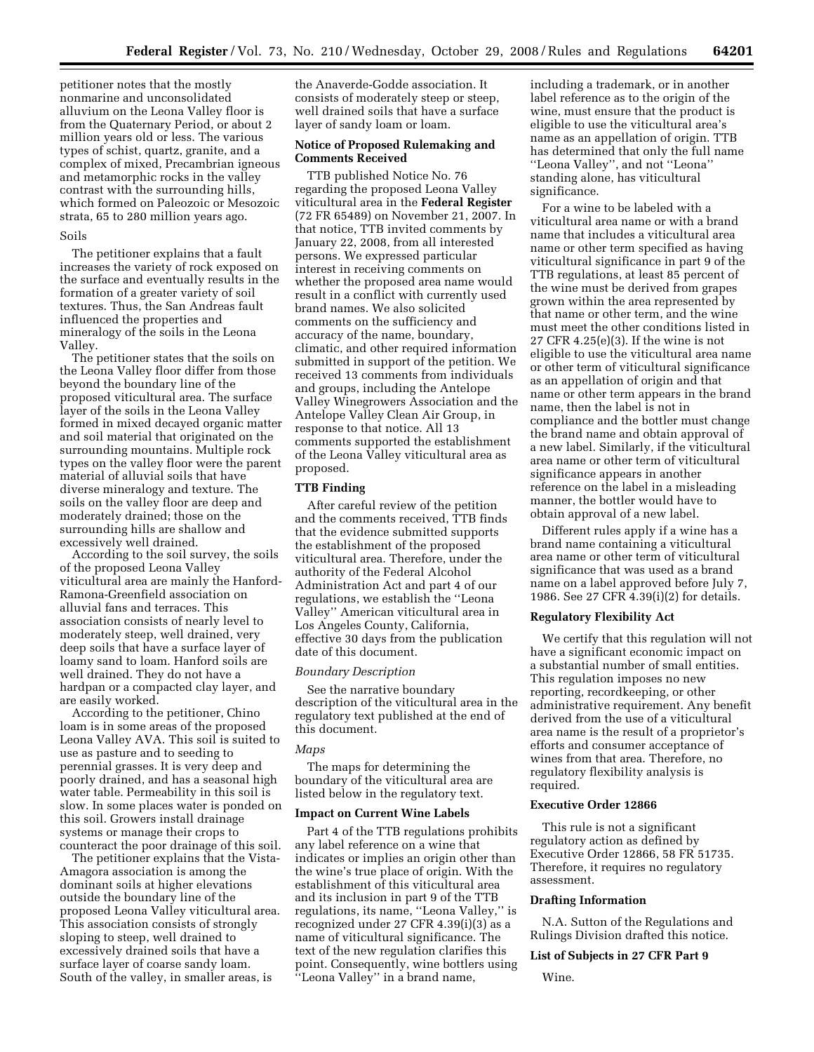petitioner notes that the mostly nonmarine and unconsolidated alluvium on the Leona Valley floor is from the Quaternary Period, or about 2 million years old or less. The various types of schist, quartz, granite, and a complex of mixed, Precambrian igneous and metamorphic rocks in the valley contrast with the surrounding hills, which formed on Paleozoic or Mesozoic strata, 65 to 280 million years ago.

Soils

The petitioner explains that a fault increases the variety of rock exposed on the surface and eventually results in the formation of a greater variety of soil textures. Thus, the San Andreas fault influenced the properties and mineralogy of the soils in the Leona Valley.

The petitioner states that the soils on the Leona Valley floor differ from those beyond the boundary line of the proposed viticultural area. The surface layer of the soils in the Leona Valley formed in mixed decayed organic matter and soil material that originated on the surrounding mountains. Multiple rock types on the valley floor were the parent material of alluvial soils that have diverse mineralogy and texture. The soils on the valley floor are deep and moderately drained; those on the surrounding hills are shallow and excessively well drained.

According to the soil survey, the soils of the proposed Leona Valley viticultural area are mainly the Hanford-Ramona-Greenfield association on alluvial fans and terraces. This association consists of nearly level to moderately steep, well drained, very deep soils that have a surface layer of loamy sand to loam. Hanford soils are well drained. They do not have a hardpan or a compacted clay layer, and are easily worked.

According to the petitioner, Chino loam is in some areas of the proposed Leona Valley AVA. This soil is suited to use as pasture and to seeding to perennial grasses. It is very deep and poorly drained, and has a seasonal high water table. Permeability in this soil is slow. In some places water is ponded on this soil. Growers install drainage systems or manage their crops to counteract the poor drainage of this soil.

The petitioner explains that the Vista-Amagora association is among the dominant soils at higher elevations outside the boundary line of the proposed Leona Valley viticultural area. This association consists of strongly sloping to steep, well drained to excessively drained soils that have a surface layer of coarse sandy loam. South of the valley, in smaller areas, is the Anaverde-Godde association. It consists of moderately steep or steep, well drained soils that have a surface layer of sandy loam or loam.

### Notice of Proposed Rulemaking and Comments Received

TTB published Notice No. 76 regarding the proposed Leona Valley viticultural area in the **Federal Register** (72 FR 65489) on November 21, 2007. In that notice, TTB invited comments by January 22, 2008, from all interested persons. We expressed particular interest in receiving comments on whether the proposed area name would result in a conflict with currently used brand names. We also solicited comments on the sufficiency and accuracy of the name, boundary, climatic, and other required information submitted in support of the petition. We received 13 comments from individuals and groups, including the Antelope Valley Winegrowers Association and the Antelope Valley Clean Air Group, in response to that notice. All 13 comments supported the establishment of the Leona Valley viticultural area as proposed.

### TTB Finding

After careful review of the petition and the comments received, TTB finds that the evidence submitted supports the establishment of the proposed viticultural area. Therefore, under the authority of the Federal Alcohol Administration Act and part 4 of our regulations, we establish the ''Leona Valley'' American viticultural area in Los Angeles County, California, effective 30 days from the publication date of this document.

*Boundary Description*

See the narrative boundary description of the viticultural area in the regulatory text published at the end of this document.

*Maps*

The maps for determining the boundary of the viticultural area are listed below in the regulatory text.

### Impact on Current Wine Labels

Part 4 of the TTB regulations prohibits any label reference on a wine that indicates or implies an origin other than the wine's true place of origin. With the establishment of this viticultural area and its inclusion in part 9 of the TTB regulations, its name, ''Leona Valley,'' is recognized under 27 CFR 4.39(i)(3) as a name of viticultural significance. The text of the new regulation clarifies this point. Consequently, wine bottlers using ''Leona Valley'' in a brand name, including a trademark, or in another label reference as to the origin of the wine, must ensure that the product is eligible to use the viticultural area's name as an appellation of origin. TTB has determined that only the full name ''Leona Valley'', and not ''Leona'' standing alone, has viticultural significance.

For a wine to be labeled with a viticultural area name or with a brand name that includes a viticultural area name or other term specified as having viticultural significance in part 9 of the TTB regulations, at least 85 percent of the wine must be derived from grapes grown within the area represented by that name or other term, and the wine must meet the other conditions listed in 27 CFR 4.25(e)(3). If the wine is not eligible to use the viticultural area name or other term of viticultural significance as an appellation of origin and that name or other term appears in the brand name, then the label is not in compliance and the bottler must change the brand name and obtain approval of a new label. Similarly, if the viticultural area name or other term of viticultural significance appears in another reference on the label in a misleading manner, the bottler would have to obtain approval of a new label.

Different rules apply if a wine has a brand name containing a viticultural area name or other term of viticultural significance that was used as a brand name on a label approved before July 7, 1986. See 27 CFR 4.39(i)(2) for details.

### Regulatory Flexibility Act

We certify that this regulation will not have a significant economic impact on a substantial number of small entities. This regulation imposes no new reporting, recordkeeping, or other administrative requirement. Any benefit derived from the use of a viticultural area name is the result of a proprietor's efforts and consumer acceptance of wines from that area. Therefore, no regulatory flexibility analysis is required.

### Executive Order 12866

This rule is not a significant regulatory action as defined by Executive Order 12866, 58 FR 51735. Therefore, it requires no regulatory assessment.

### Drafting Information

N.A. Sutton of the Regulations and Rulings Division drafted this notice.

### List of Subjects in 27 CFR Part 9

Wine.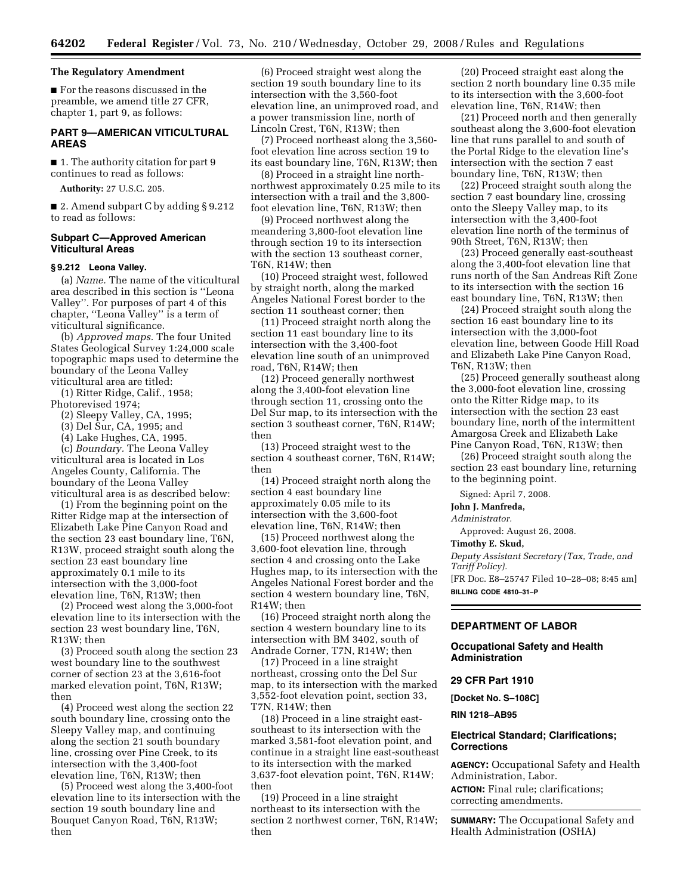## The Regulatory Amendment

■ For the reasons discussed in the preamble, we amend title 27 CFR, chapter 1, part 9, as follows:

## PART 9—AMERICAN VITICULTURAL AREAS

■ 1. The authority citation for part 9 continues to read as follows:

**Authority:** 27 U.S.C. 205.

■ 2. Amend subpart C by adding § 9.212 to read as follows:

### Subpart C—Approved American Viticultural Areas

#### § 9.212 Leona Valley.

(a) *Name.* The name of the viticultural area described in this section is ''Leona Valley''. For purposes of part 4 of this chapter, ''Leona Valley'' is a term of viticultural significance.

(b) *Approved maps.* The four United States Geological Survey 1:24,000 scale topographic maps used to determine the boundary of the Leona Valley viticultural area are titled:

(1) Ritter Ridge, Calif., 1958; Photorevised 1974;

(2) Sleepy Valley, CA, 1995;

(3) Del Sur, CA, 1995; and

(4) Lake Hughes, CA, 1995.

(c) *Boundary.* The Leona Valley viticultural area is located in Los Angeles County, California. The boundary of the Leona Valley viticultural area is as described below:

(1) From the beginning point on the Ritter Ridge map at the intersection of Elizabeth Lake Pine Canyon Road and the section 23 east boundary line, T6N, R13W, proceed straight south along the section 23 east boundary line approximately 0.1 mile to its intersection with the 3,000-foot elevation line, T6N, R13W; then

(2) Proceed west along the 3,000-foot elevation line to its intersection with the section 23 west boundary line, T6N, R13W; then

(3) Proceed south along the section 23 west boundary line to the southwest corner of section 23 at the 3,616-foot marked elevation point, T6N, R13W; then

(4) Proceed west along the section 22 south boundary line, crossing onto the Sleepy Valley map, and continuing along the section 21 south boundary line, crossing over Pine Creek, to its intersection with the 3,400-foot elevation line, T6N, R13W; then

(5) Proceed west along the 3,400-foot elevation line to its intersection with the section 19 south boundary line and Bouquet Canyon Road, T6N, R13W; then

(6) Proceed straight west along the section 19 south boundary line to its intersection with the 3,560-foot elevation line, an unimproved road, and a power transmission line, north of Lincoln Crest, T6N, R13W; then

(7) Proceed northeast along the 3,560-foot elevation line across section 19 to its east boundary line, T6N, R13W; then

(8) Proceed in a straight line north-northwest approximately 0.25 mile to its intersection with a trail and the 3,800-foot elevation line, T6N, R13W; then

(9) Proceed northwest along the meandering 3,800-foot elevation line through section 19 to its intersection with the section 13 southeast corner, T6N, R14W; then

(10) Proceed straight west, followed by straight north, along the marked Angeles National Forest border to the section 11 southeast corner; then

(11) Proceed straight north along the section 11 east boundary line to its intersection with the 3,400-foot elevation line south of an unimproved road, T6N, R14W; then

(12) Proceed generally northwest along the 3,400-foot elevation line through section 11, crossing onto the Del Sur map, to its intersection with the section 3 southeast corner, T6N, R14W; then

(13) Proceed straight west to the section 4 southeast corner, T6N, R14W; then

(14) Proceed straight north along the section 4 east boundary line approximately 0.05 mile to its intersection with the 3,600-foot elevation line, T6N, R14W; then

(15) Proceed northwest along the 3,600-foot elevation line, through section 4 and crossing onto the Lake Hughes map, to its intersection with the Angeles National Forest border and the section 4 western boundary line, T6N, R14W; then

(16) Proceed straight north along the section 4 western boundary line to its intersection with BM 3402, south of Andrade Corner, T7N, R14W; then

(17) Proceed in a line straight northeast, crossing onto the Del Sur map, to its intersection with the marked 3,552-foot elevation point, section 33, T7N, R14W; then

(18) Proceed in a line straight east-southeast to its intersection with the marked 3,581-foot elevation point, and continue in a straight line east-southeast to its intersection with the marked 3,637-foot elevation point, T6N, R14W; then

(19) Proceed in a line straight northeast to its intersection with the section 2 northwest corner, T6N, R14W; then

(20) Proceed straight east along the section 2 north boundary line 0.35 mile to its intersection with the 3,600-foot elevation line, T6N, R14W; then

(21) Proceed north and then generally southeast along the 3,600-foot elevation line that runs parallel to and south of the Portal Ridge to the elevation line's intersection with the section 7 east boundary line, T6N, R13W; then

(22) Proceed straight south along the section 7 east boundary line, crossing onto the Sleepy Valley map, to its intersection with the 3,400-foot elevation line north of the terminus of 90th Street, T6N, R13W; then

(23) Proceed generally east-southeast along the 3,400-foot elevation line that runs north of the San Andreas Rift Zone to its intersection with the section 16 east boundary line, T6N, R13W; then

(24) Proceed straight south along the section 16 east boundary line to its intersection with the 3,000-foot elevation line, between Goode Hill Road and Elizabeth Lake Pine Canyon Road, T6N, R13W; then

(25) Proceed generally southeast along the 3,000-foot elevation line, crossing onto the Ritter Ridge map, to its intersection with the section 23 east boundary line, north of the intermittent Amargosa Creek and Elizabeth Lake Pine Canyon Road, T6N, R13W; then

(26) Proceed straight south along the section 23 east boundary line, returning to the beginning point.

Signed: April 7, 2008.

**John J. Manfreda,**

*Administrator.*

Approved: August 26, 2008.

**Timothy E. Skud,**

*Deputy Assistant Secretary (Tax, Trade, and Tariff Policy).*

[FR Doc. E8–25747 Filed 10–28–08; 8:45 am]

**BILLING CODE 4810–31–P**

---

## DEPARTMENT OF LABOR

### Occupational Safety and Health Administration

#### 29 CFR Part 1910

**[Docket No. S–108C]**

**RIN 1218–AB95**

### Electrical Standard; Clarifications; Corrections

**AGENCY:** Occupational Safety and Health Administration, Labor.

**ACTION:** Final rule; clarifications; correcting amendments.

**SUMMARY:** The Occupational Safety and Health Administration (OSHA)